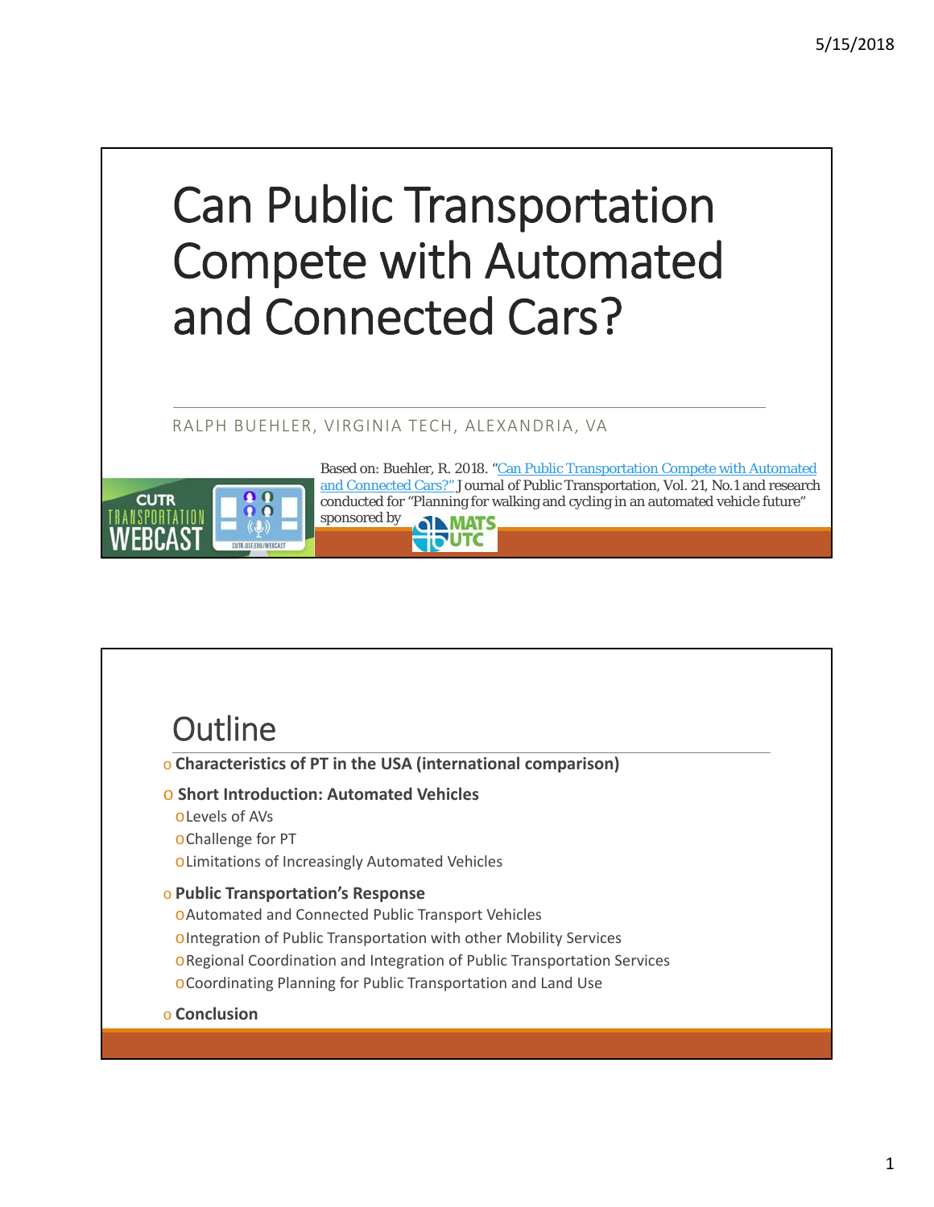# Can Public Transportation Compete with Automated and Connected Cars?

RALPH BUEHLER, VIRGINIA TECH, ALEXANDRIA, VA

Based on: Buehler, R. 2018. "Can Public Transportation Compete with Automated and Connected Cars?" Journal of Public Transportation, Vol. 21, No.1 and research conducted for "Planning for walking and cycling in an automated vehicle future" sponsored by MATS UTC

CUTR TRANSPORTATION WEBCAST

## Outline

- **Characteristics of PT in the USA (international comparison)**
- **Short Introduction: Automated Vehicles**
  - Levels of AVs
  - Challenge for PT
  - Limitations of Increasingly Automated Vehicles
- **Public Transportation's Response**
  - Automated and Connected Public Transport Vehicles
  - Integration of Public Transportation with other Mobility Services
  - Regional Coordination and Integration of Public Transportation Services
  - Coordinating Planning for Public Transportation and Land Use
- **Conclusion**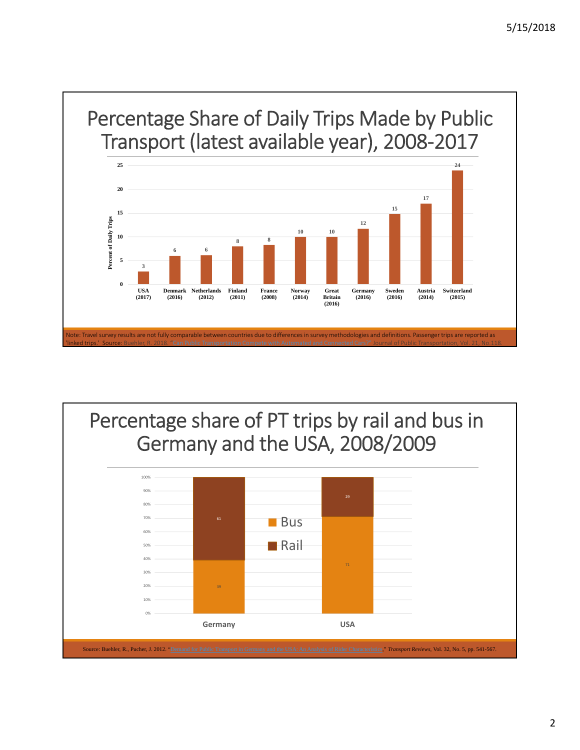## Percentage Share of Daily Trips Made by Public Transport (latest available year), 2008-2017

| Country (year) | Percent of Daily Trips |
|---|---|
| USA (2017) | 3 |
| Denmark (2016) | 6 |
| Netherlands (2012) | 6 |
| Finland (2011) | 8 |
| France (2008) | 8 |
| Norway (2014) | 10 |
| Great Britain (2016) | 10 |
| Germany (2016) | 12 |
| Sweden (2016) | 15 |
| Austria (2014) | 17 |
| Switzerland (2015) | 24 |

Note: Travel survey results are not fully comparable between countries due to differences in survey methodologies and definitions. Passenger trips are reported as 'linked trips.' Source: Buehler, R. 2018. "Can Public Transportation Compete with Automated and Connected Cars?" Journal of Public Transportation, Vol. 21, No.118.

## Percentage share of PT trips by rail and bus in Germany and the USA, 2008/2009

| | Bus | Rail |
|---|---|---|
| Germany | 39 | 61 |
| USA | 71 | 29 |

Source: Buehler, R., Pucher, J. 2012. "Demand for Public Transport in Germany and the USA: An Analysis of Rider Characteristics," *Transport Reviews*, Vol. 32, No. 5, pp. 541-567.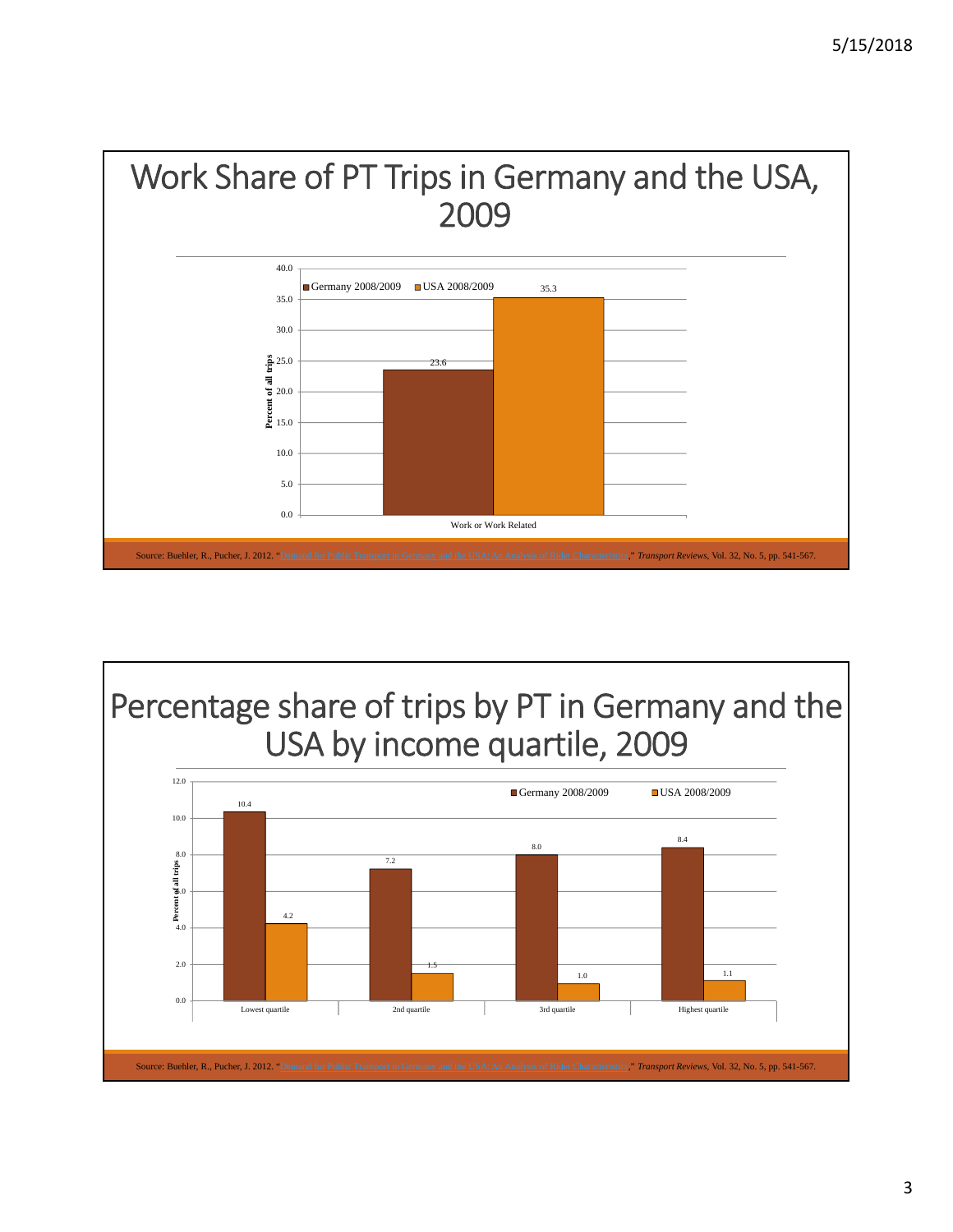# Work Share of PT Trips in Germany and the USA, 2009

| | Germany 2008/2009 | USA 2008/2009 |
|---|---|---|
| Work or Work Related | 23.6 | 35.3 |

Percent of all trips

Source: Buehler, R., Pucher, J. 2012. "Demand for Public Transport in Germany and the USA: An Analysis of Rider Characteristics," *Transport Reviews*, Vol. 32, No. 5, pp. 541-567.

# Percentage share of trips by PT in Germany and the USA by income quartile, 2009

| | Germany 2008/2009 | USA 2008/2009 |
|---|---|---|
| Lowest quartile | 10.4 | 4.2 |
| 2nd quartile | 7.2 | 1.5 |
| 3rd quartile | 8.0 | 1.0 |
| Highest quartile | 8.4 | 1.1 |

Percent of all trips

Source: Buehler, R., Pucher, J. 2012. "Demand for Public Transport in Germany and the USA: An Analysis of Rider Characteristics," *Transport Reviews*, Vol. 32, No. 5, pp. 541-567.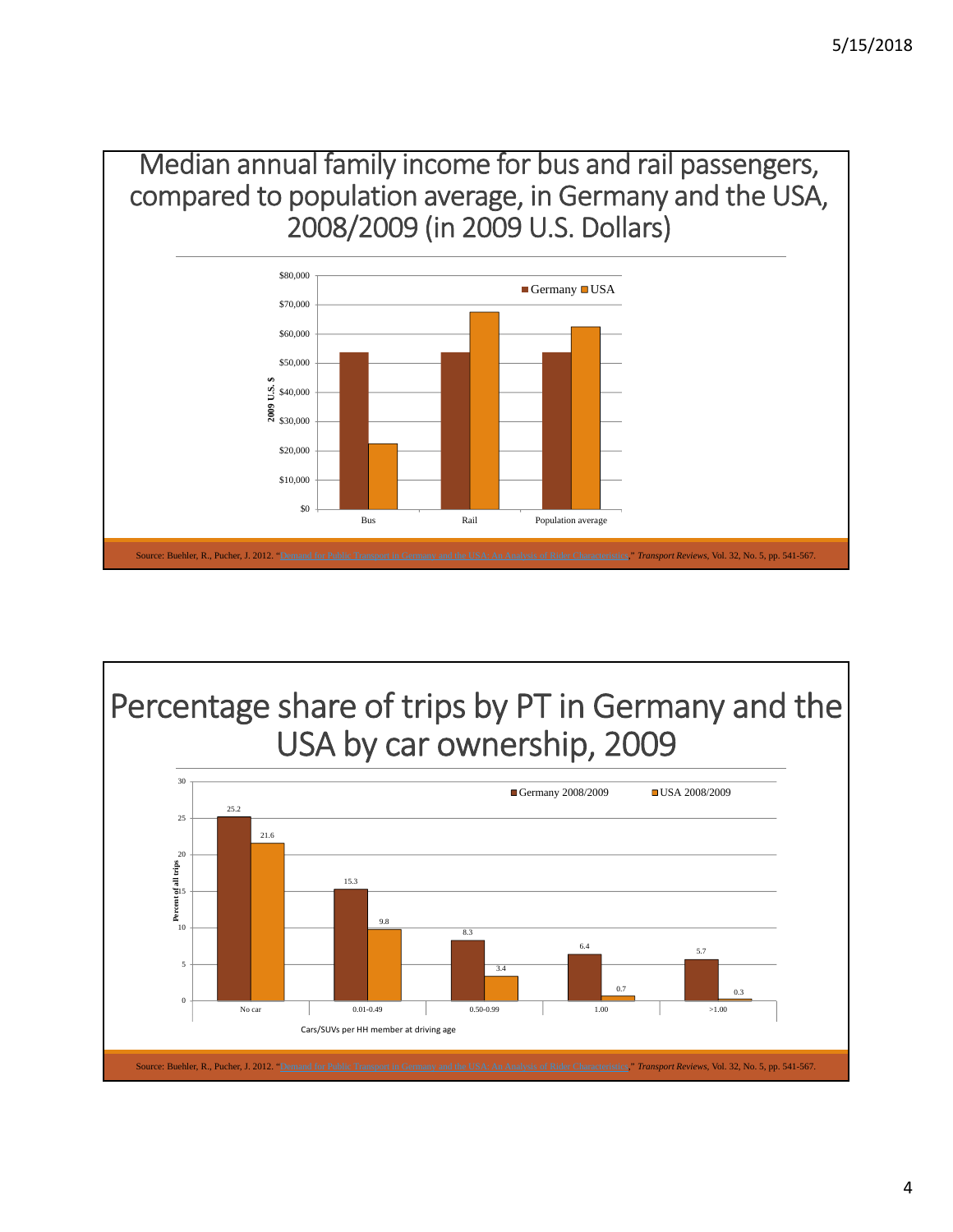## Median annual family income for bus and rail passengers, compared to population average, in Germany and the USA, 2008/2009 (in 2009 U.S. Dollars)

| 2009 U.S. $ | Germany | USA |
| --- | --- | --- |
| Bus | ~$54,000 | ~$22,500 |
| Rail | ~$54,000 | ~$67,500 |
| Population average | ~$54,000 | ~$62,500 |

Source: Buehler, R., Pucher, J. 2012. "Demand for Public Transport in Germany and the USA: An Analysis of Rider Characteristics," *Transport Reviews*, Vol. 32, No. 5, pp. 541-567.

## Percentage share of trips by PT in Germany and the USA by car ownership, 2009

| Cars/SUVs per HH member at driving age | Germany 2008/2009 | USA 2008/2009 |
| --- | --- | --- |
| No car | 25.2 | 21.6 |
| 0.01-0.49 | 15.3 | 9.8 |
| 0.50-0.99 | 8.3 | 3.4 |
| 1.00 | 6.4 | 0.7 |
| >1.00 | 5.7 | 0.3 |

Percent of all trips

Source: Buehler, R., Pucher, J. 2012. "Demand for Public Transport in Germany and the USA: An Analysis of Rider Characteristics," *Transport Reviews*, Vol. 32, No. 5, pp. 541-567.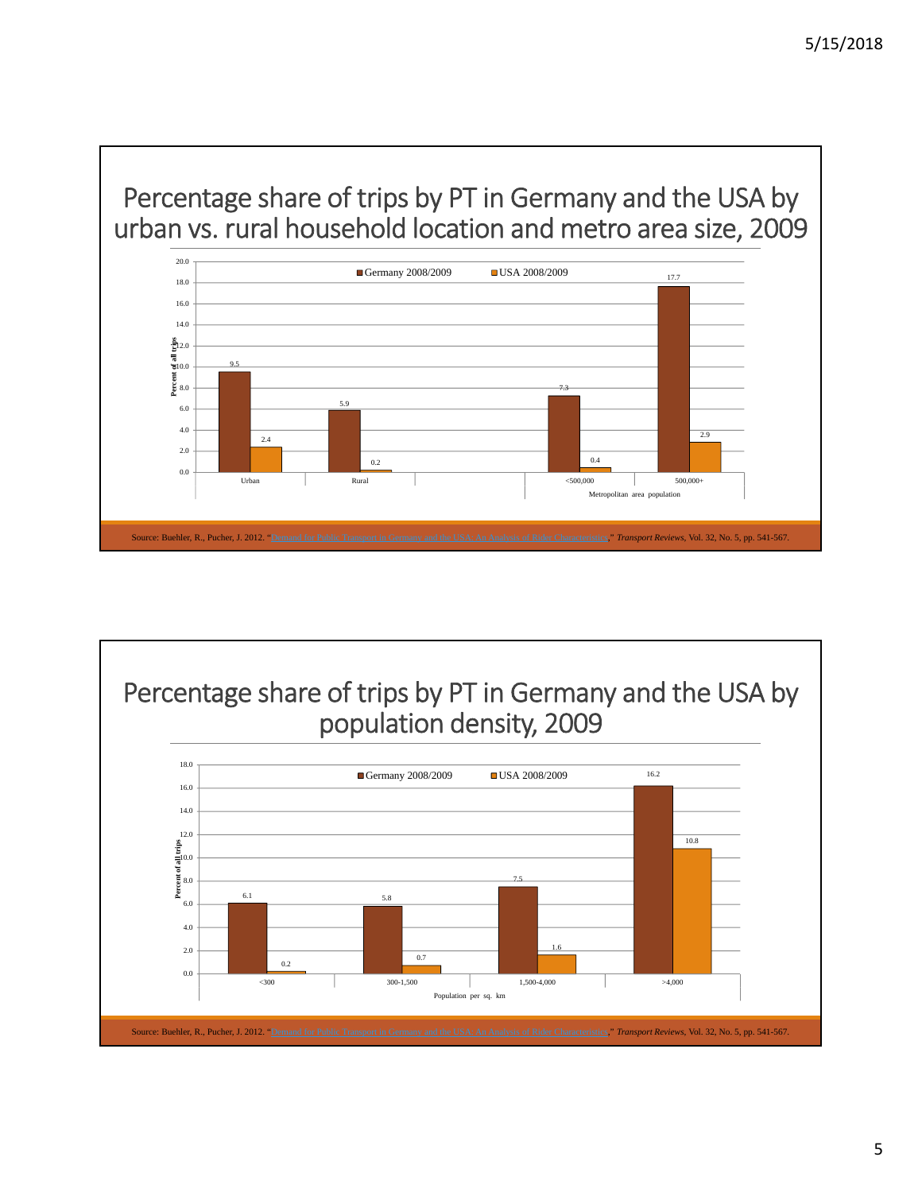# Percentage share of trips by PT in Germany and the USA by urban vs. rural household location and metro area size, 2009

Percent of all trips

| | Germany 2008/2009 | USA 2008/2009 |
|---|---|---|
| Urban | 9.5 | 2.4 |
| Rural | 5.9 | 0.2 |
| Metropolitan area population: <500,000 | 7.3 | 0.4 |
| Metropolitan area population: 500,000+ | 17.7 | 2.9 |

Source: Buehler, R., Pucher, J. 2012. "Demand for Public Transport in Germany and the USA: An Analysis of Rider Characteristics," *Transport Reviews*, Vol. 32, No. 5, pp. 541-567.

# Percentage share of trips by PT in Germany and the USA by population density, 2009

Percent of all trips

| Population per sq. km | Germany 2008/2009 | USA 2008/2009 |
|---|---|---|
| <300 | 6.1 | 0.2 |
| 300-1,500 | 5.8 | 0.7 |
| 1,500-4,000 | 7.5 | 1.6 |
| >4,000 | 16.2 | 10.8 |

Source: Buehler, R., Pucher, J. 2012. "Demand for Public Transport in Germany and the USA: An Analysis of Rider Characteristics," *Transport Reviews*, Vol. 32, No. 5, pp. 541-567.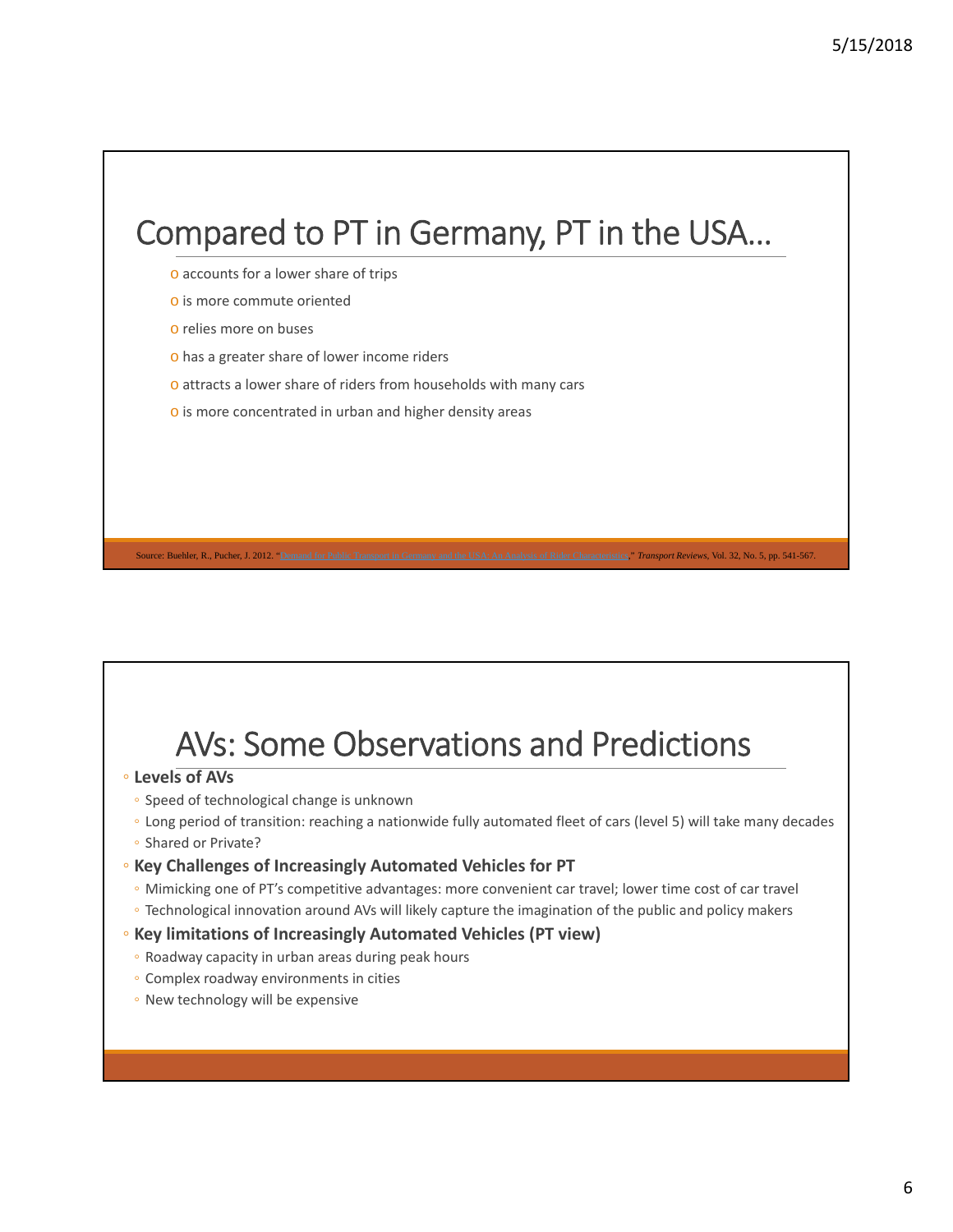## Compared to PT in Germany, PT in the USA…

- accounts for a lower share of trips
- is more commute oriented
- relies more on buses
- has a greater share of lower income riders
- attracts a lower share of riders from households with many cars
- is more concentrated in urban and higher density areas

Source: Buehler, R., Pucher, J. 2012. "Demand for Public Transport in Germany and the USA: An Analysis of Rider Characteristics," *Transport Reviews*, Vol. 32, No. 5, pp. 541-567.

## AVs: Some Observations and Predictions

- **Levels of AVs**
  - Speed of technological change is unknown
  - Long period of transition: reaching a nationwide fully automated fleet of cars (level 5) will take many decades
  - Shared or Private?
- **Key Challenges of Increasingly Automated Vehicles for PT**
  - Mimicking one of PT's competitive advantages: more convenient car travel; lower time cost of car travel
  - Technological innovation around AVs will likely capture the imagination of the public and policy makers
- **Key limitations of Increasingly Automated Vehicles (PT view)**
  - Roadway capacity in urban areas during peak hours
  - Complex roadway environments in cities
  - New technology will be expensive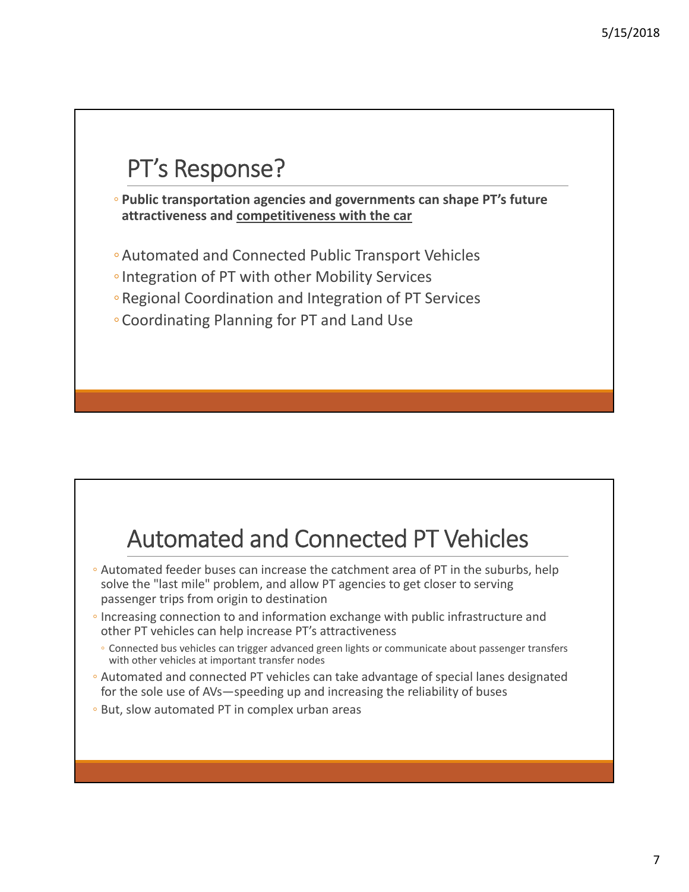## PT's Response?

- **Public transportation agencies and governments can shape PT's future attractiveness and <u>competitiveness with the car</u>**
- Automated and Connected Public Transport Vehicles
- Integration of PT with other Mobility Services
- Regional Coordination and Integration of PT Services
- Coordinating Planning for PT and Land Use

## Automated and Connected PT Vehicles

- Automated feeder buses can increase the catchment area of PT in the suburbs, help solve the "last mile" problem, and allow PT agencies to get closer to serving passenger trips from origin to destination
- Increasing connection to and information exchange with public infrastructure and other PT vehicles can help increase PT's attractiveness
  - Connected bus vehicles can trigger advanced green lights or communicate about passenger transfers with other vehicles at important transfer nodes
- Automated and connected PT vehicles can take advantage of special lanes designated for the sole use of AVs—speeding up and increasing the reliability of buses
- But, slow automated PT in complex urban areas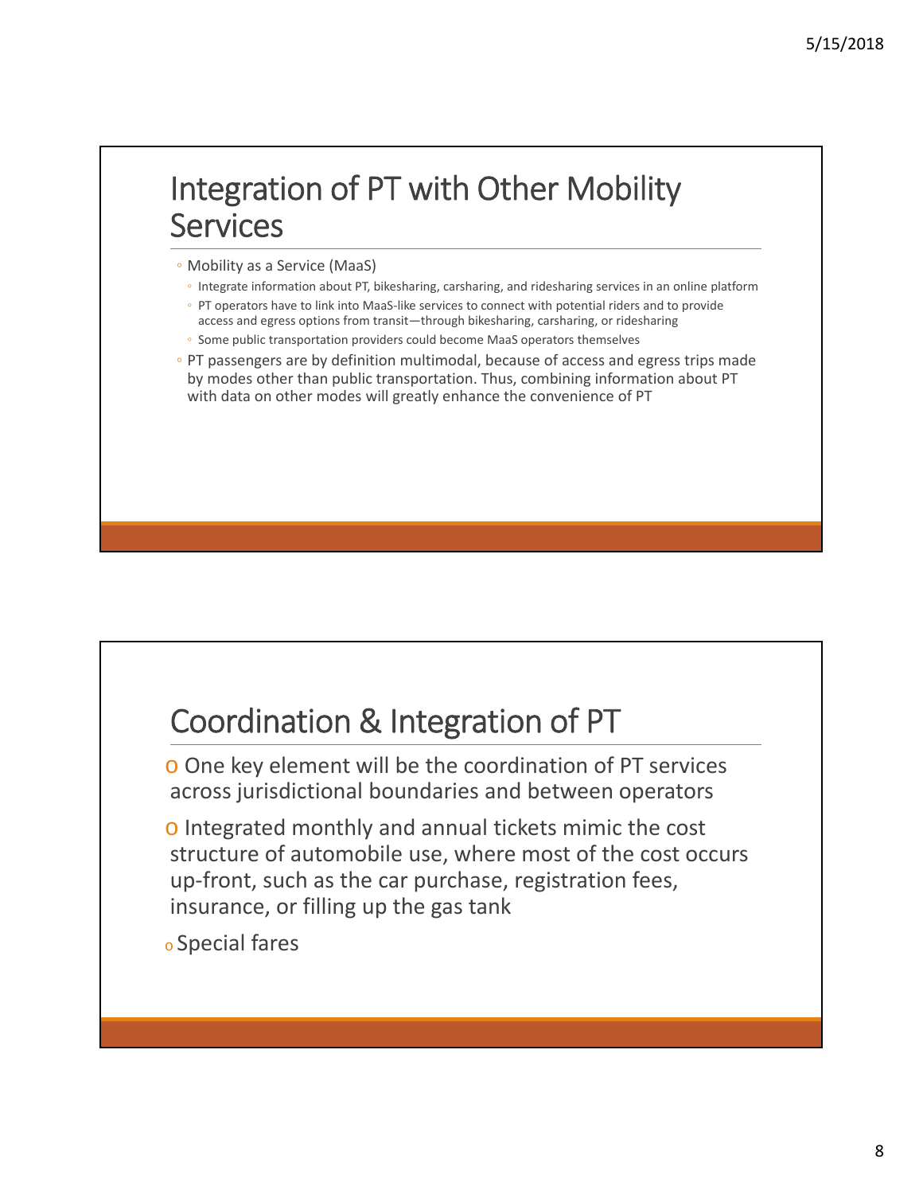## Integration of PT with Other Mobility Services

- Mobility as a Service (MaaS)
  - Integrate information about PT, bikesharing, carsharing, and ridesharing services in an online platform
  - PT operators have to link into MaaS-like services to connect with potential riders and to provide access and egress options from transit—through bikesharing, carsharing, or ridesharing
  - Some public transportation providers could become MaaS operators themselves
- PT passengers are by definition multimodal, because of access and egress trips made by modes other than public transportation. Thus, combining information about PT with data on other modes will greatly enhance the convenience of PT

## Coordination & Integration of PT

- One key element will be the coordination of PT services across jurisdictional boundaries and between operators
- Integrated monthly and annual tickets mimic the cost structure of automobile use, where most of the cost occurs up-front, such as the car purchase, registration fees, insurance, or filling up the gas tank
- Special fares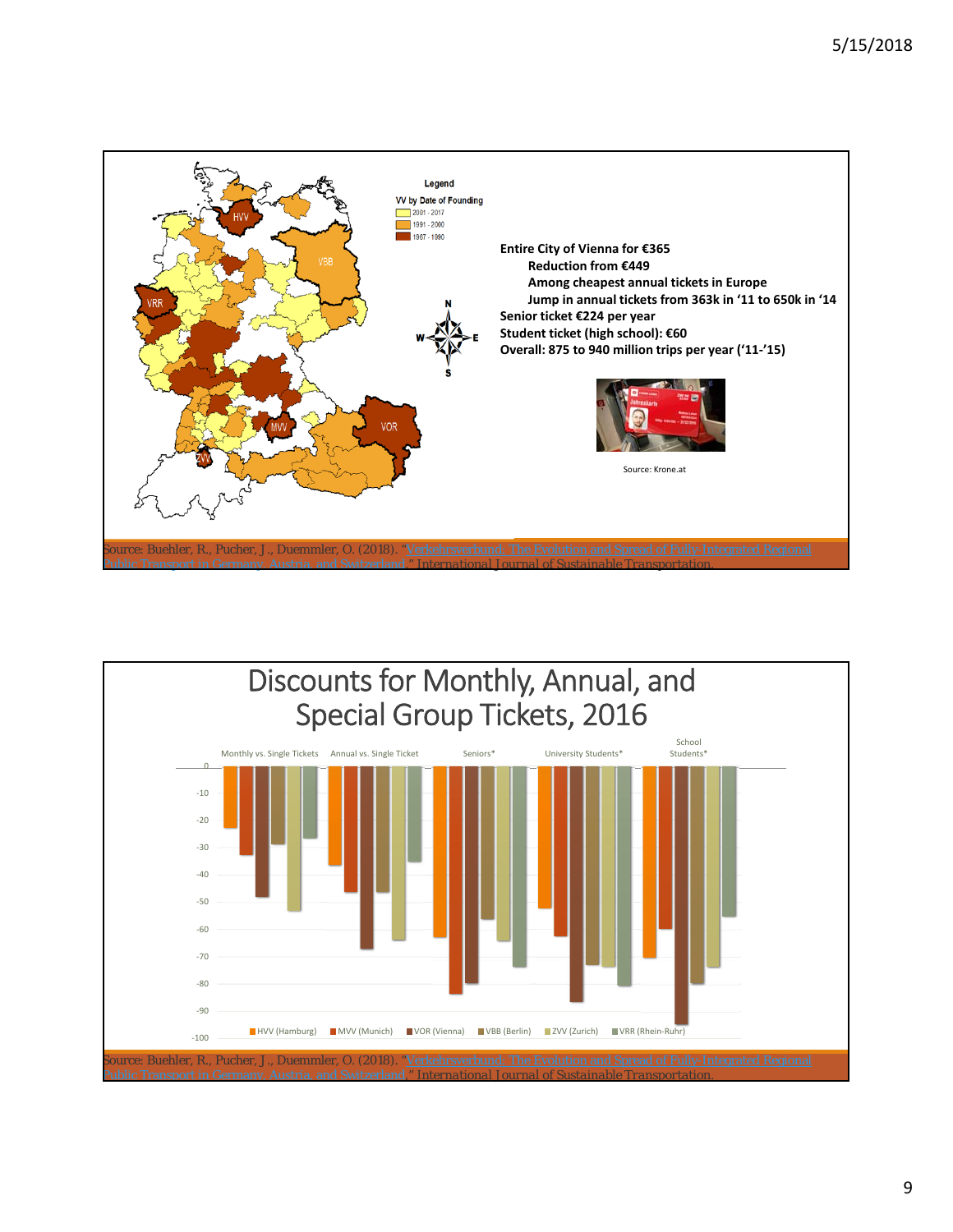Legend

VV by Date of Founding

- 2001 - 2017
- 1991 - 2000
- 1967 - 1990

HVV, VBB, VRR, MVV, VOR, ZVV

**Entire City of Vienna for €365**

**Reduction from €449**

**Among cheapest annual tickets in Europe**

**Jump in annual tickets from 363k in '11 to 650k in '14**

**Senior ticket €224 per year**

**Student ticket (high school): €60**

**Overall: 875 to 940 million trips per year ('11-'15)**

Source: Krone.at

Source: Buehler, R., Pucher, J., Duemmler, O. (2018). "Verkehrsverbund: The Evolution and Spread of Fully Integrated Regional Public Transport in Germany, Austria, and Switzerland." International Journal of Sustainable Transportation.

# Discounts for Monthly, Annual, and Special Group Tickets, 2016

Monthly vs. Single Tickets | Annual vs. Single Ticket | Seniors* | University Students* | School Students*

HVV (Hamburg) | MVV (Munich) | VOR (Vienna) | VBB (Berlin) | ZVV (Zurich) | VRR (Rhein-Ruhr)

Source: Buehler, R., Pucher, J., Duemmler, O. (2018). "Verkehrsverbund: The Evolution and Spread of Fully Integrated Regional Public Transport in Germany, Austria, and Switzerland." International Journal of Sustainable Transportation.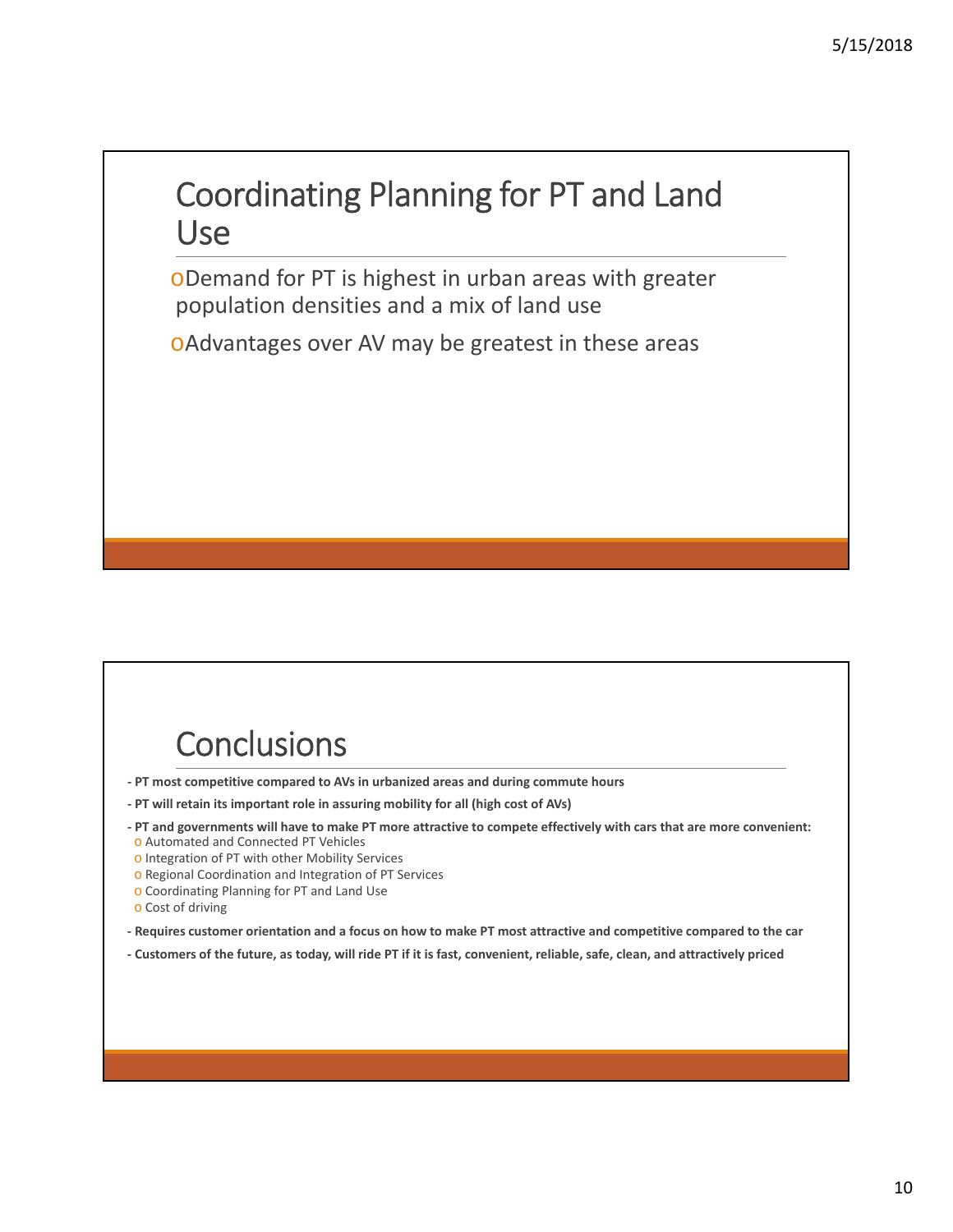## Coordinating Planning for PT and Land Use

- Demand for PT is highest in urban areas with greater population densities and a mix of land use
- Advantages over AV may be greatest in these areas

## Conclusions

- **PT most competitive compared to AVs in urbanized areas and during commute hours**
- **PT will retain its important role in assuring mobility for all (high cost of AVs)**
- **PT and governments will have to make PT more attractive to compete effectively with cars that are more convenient:**
  - Automated and Connected PT Vehicles
  - Integration of PT with other Mobility Services
  - Regional Coordination and Integration of PT Services
  - Coordinating Planning for PT and Land Use
  - Cost of driving
- **Requires customer orientation and a focus on how to make PT most attractive and competitive compared to the car**
- **Customers of the future, as today, will ride PT if it is fast, convenient, reliable, safe, clean, and attractively priced**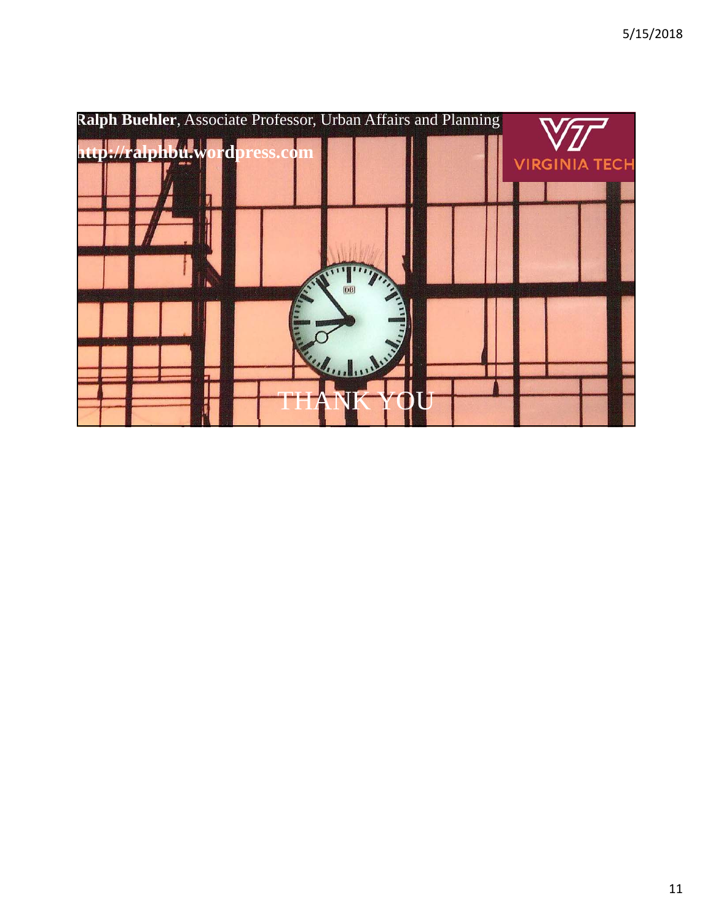**Ralph Buehler**, Associate Professor, Urban Affairs and Planning

**http://ralphbu.wordpress.com**

VIRGINIA TECH

THANK YOU